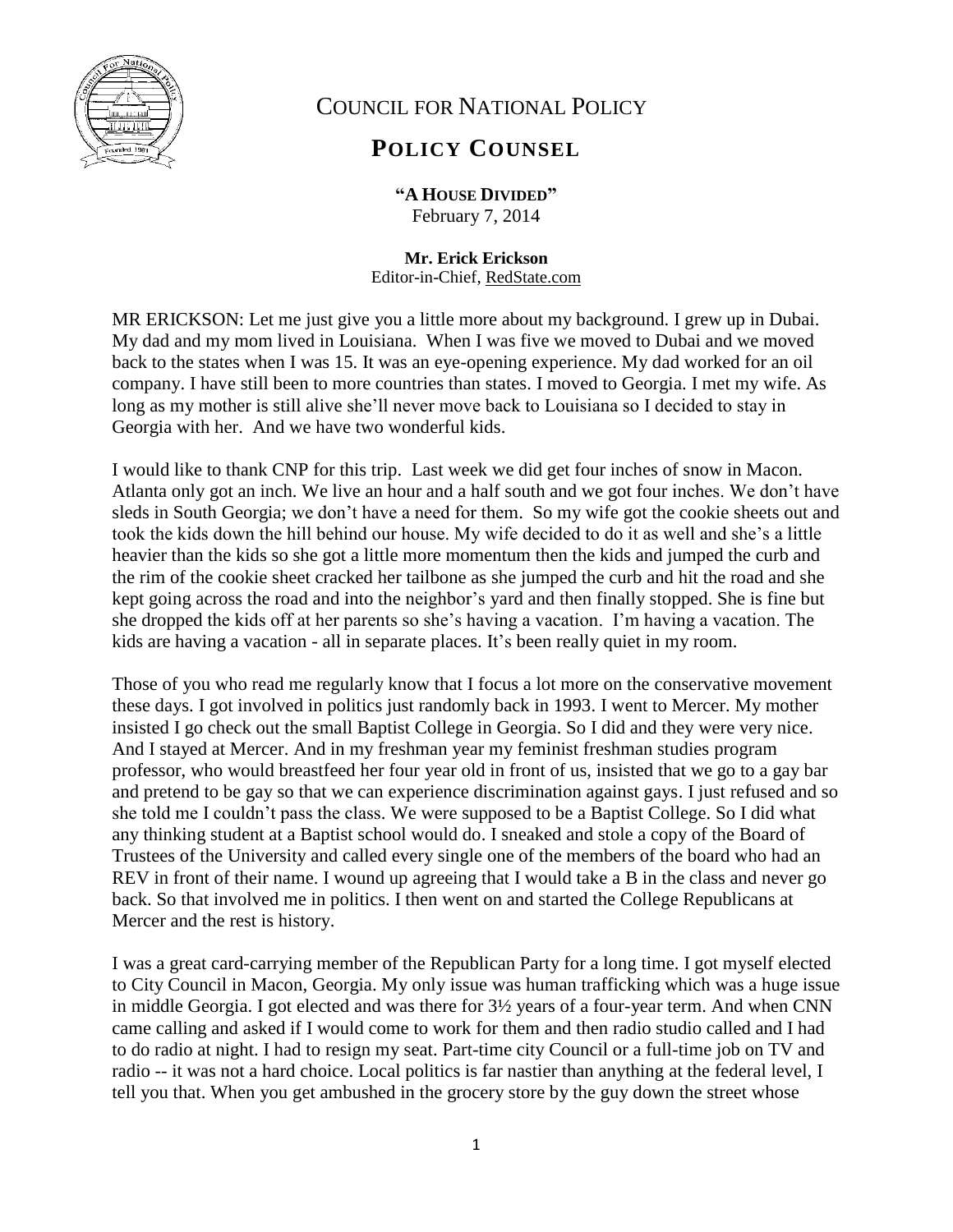# COUNCIL FOR NATIONAL POLICY

## POLICY COUNSEL

**"A HOUSE DIVIDED"**
February 7, 2014

**Mr. Erick Erickson**
Editor-in-Chief, RedState.com

MR ERICKSON: Let me just give you a little more about my background. I grew up in Dubai. My dad and my mom lived in Louisiana. When I was five we moved to Dubai and we moved back to the states when I was 15. It was an eye-opening experience. My dad worked for an oil company. I have still been to more countries than states. I moved to Georgia. I met my wife. As long as my mother is still alive she'll never move back to Louisiana so I decided to stay in Georgia with her. And we have two wonderful kids.

I would like to thank CNP for this trip. Last week we did get four inches of snow in Macon. Atlanta only got an inch. We live an hour and a half south and we got four inches. We don't have sleds in South Georgia; we don't have a need for them. So my wife got the cookie sheets out and took the kids down the hill behind our house. My wife decided to do it as well and she's a little heavier than the kids so she got a little more momentum then the kids and jumped the curb and the rim of the cookie sheet cracked her tailbone as she jumped the curb and hit the road and she kept going across the road and into the neighbor's yard and then finally stopped. She is fine but she dropped the kids off at her parents so she's having a vacation. I'm having a vacation. The kids are having a vacation - all in separate places. It's been really quiet in my room.

Those of you who read me regularly know that I focus a lot more on the conservative movement these days. I got involved in politics just randomly back in 1993. I went to Mercer. My mother insisted I go check out the small Baptist College in Georgia. So I did and they were very nice. And I stayed at Mercer. And in my freshman year my feminist freshman studies program professor, who would breastfeed her four year old in front of us, insisted that we go to a gay bar and pretend to be gay so that we can experience discrimination against gays. I just refused and so she told me I couldn't pass the class. We were supposed to be a Baptist College. So I did what any thinking student at a Baptist school would do. I sneaked and stole a copy of the Board of Trustees of the University and called every single one of the members of the board who had an REV in front of their name. I wound up agreeing that I would take a B in the class and never go back. So that involved me in politics. I then went on and started the College Republicans at Mercer and the rest is history.

I was a great card-carrying member of the Republican Party for a long time. I got myself elected to City Council in Macon, Georgia. My only issue was human trafficking which was a huge issue in middle Georgia. I got elected and was there for 3½ years of a four-year term. And when CNN came calling and asked if I would come to work for them and then radio studio called and I had to do radio at night. I had to resign my seat. Part-time city Council or a full-time job on TV and radio -- it was not a hard choice. Local politics is far nastier than anything at the federal level, I tell you that. When you get ambushed in the grocery store by the guy down the street whose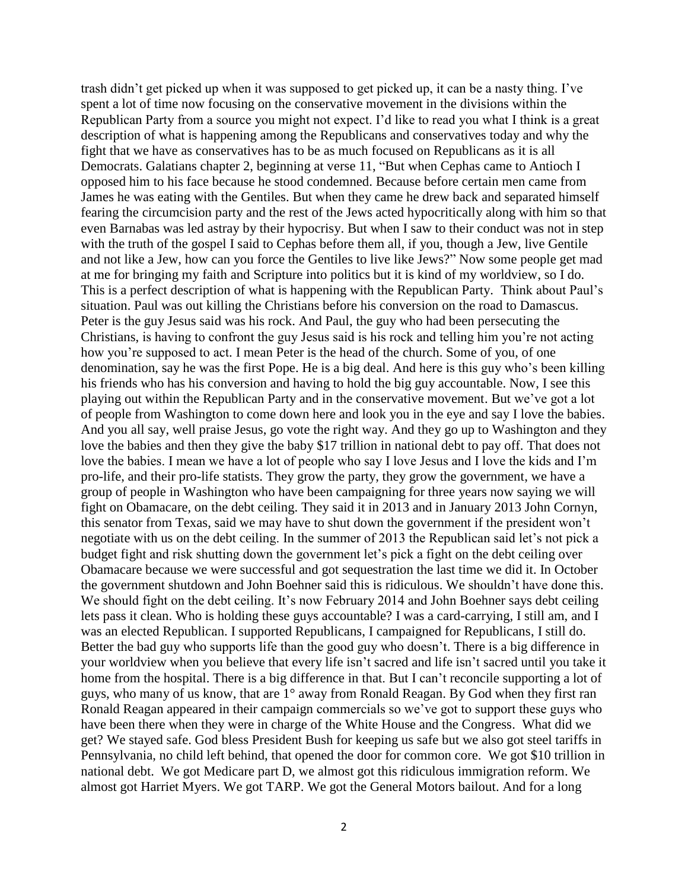trash didn't get picked up when it was supposed to get picked up, it can be a nasty thing. I've spent a lot of time now focusing on the conservative movement in the divisions within the Republican Party from a source you might not expect. I'd like to read you what I think is a great description of what is happening among the Republicans and conservatives today and why the fight that we have as conservatives has to be as much focused on Republicans as it is all Democrats. Galatians chapter 2, beginning at verse 11, "But when Cephas came to Antioch I opposed him to his face because he stood condemned. Because before certain men came from James he was eating with the Gentiles. But when they came he drew back and separated himself fearing the circumcision party and the rest of the Jews acted hypocritically along with him so that even Barnabas was led astray by their hypocrisy. But when I saw to their conduct was not in step with the truth of the gospel I said to Cephas before them all, if you, though a Jew, live Gentile and not like a Jew, how can you force the Gentiles to live like Jews?" Now some people get mad at me for bringing my faith and Scripture into politics but it is kind of my worldview, so I do. This is a perfect description of what is happening with the Republican Party. Think about Paul's situation. Paul was out killing the Christians before his conversion on the road to Damascus. Peter is the guy Jesus said was his rock. And Paul, the guy who had been persecuting the Christians, is having to confront the guy Jesus said is his rock and telling him you're not acting how you're supposed to act. I mean Peter is the head of the church. Some of you, of one denomination, say he was the first Pope. He is a big deal. And here is this guy who's been killing his friends who has his conversion and having to hold the big guy accountable. Now, I see this playing out within the Republican Party and in the conservative movement. But we've got a lot of people from Washington to come down here and look you in the eye and say I love the babies. And you all say, well praise Jesus, go vote the right way. And they go up to Washington and they love the babies and then they give the baby $17 trillion in national debt to pay off. That does not love the babies. I mean we have a lot of people who say I love Jesus and I love the kids and I'm pro-life, and their pro-life statists. They grow the party, they grow the government, we have a group of people in Washington who have been campaigning for three years now saying we will fight on Obamacare, on the debt ceiling. They said it in 2013 and in January 2013 John Cornyn, this senator from Texas, said we may have to shut down the government if the president won't negotiate with us on the debt ceiling. In the summer of 2013 the Republican said let's not pick a budget fight and risk shutting down the government let's pick a fight on the debt ceiling over Obamacare because we were successful and got sequestration the last time we did it. In October the government shutdown and John Boehner said this is ridiculous. We shouldn't have done this. We should fight on the debt ceiling. It's now February 2014 and John Boehner says debt ceiling lets pass it clean. Who is holding these guys accountable? I was a card-carrying, I still am, and I was an elected Republican. I supported Republicans, I campaigned for Republicans, I still do. Better the bad guy who supports life than the good guy who doesn't. There is a big difference in your worldview when you believe that every life isn't sacred and life isn't sacred until you take it home from the hospital. There is a big difference in that. But I can't reconcile supporting a lot of guys, who many of us know, that are 1° away from Ronald Reagan. By God when they first ran Ronald Reagan appeared in their campaign commercials so we've got to support these guys who have been there when they were in charge of the White House and the Congress. What did we get? We stayed safe. God bless President Bush for keeping us safe but we also got steel tariffs in Pennsylvania, no child left behind, that opened the door for common core. We got $10 trillion in national debt. We got Medicare part D, we almost got this ridiculous immigration reform. We almost got Harriet Myers. We got TARP. We got the General Motors bailout. And for a long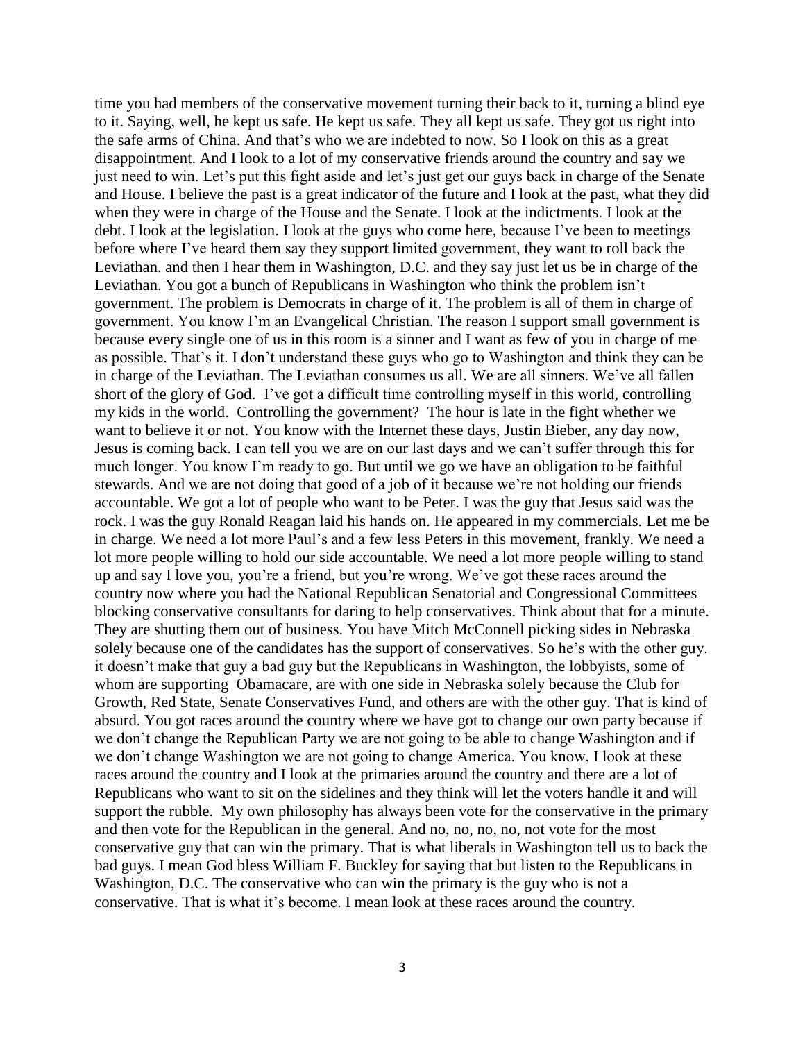time you had members of the conservative movement turning their back to it, turning a blind eye to it. Saying, well, he kept us safe. He kept us safe. They all kept us safe. They got us right into the safe arms of China. And that's who we are indebted to now. So I look on this as a great disappointment. And I look to a lot of my conservative friends around the country and say we just need to win. Let's put this fight aside and let's just get our guys back in charge of the Senate and House. I believe the past is a great indicator of the future and I look at the past, what they did when they were in charge of the House and the Senate. I look at the indictments. I look at the debt. I look at the legislation. I look at the guys who come here, because I've been to meetings before where I've heard them say they support limited government, they want to roll back the Leviathan. and then I hear them in Washington, D.C. and they say just let us be in charge of the Leviathan. You got a bunch of Republicans in Washington who think the problem isn't government. The problem is Democrats in charge of it. The problem is all of them in charge of government. You know I'm an Evangelical Christian. The reason I support small government is because every single one of us in this room is a sinner and I want as few of you in charge of me as possible. That's it. I don't understand these guys who go to Washington and think they can be in charge of the Leviathan. The Leviathan consumes us all. We are all sinners. We've all fallen short of the glory of God. I've got a difficult time controlling myself in this world, controlling my kids in the world. Controlling the government? The hour is late in the fight whether we want to believe it or not. You know with the Internet these days, Justin Bieber, any day now, Jesus is coming back. I can tell you we are on our last days and we can't suffer through this for much longer. You know I'm ready to go. But until we go we have an obligation to be faithful stewards. And we are not doing that good of a job of it because we're not holding our friends accountable. We got a lot of people who want to be Peter. I was the guy that Jesus said was the rock. I was the guy Ronald Reagan laid his hands on. He appeared in my commercials. Let me be in charge. We need a lot more Paul's and a few less Peters in this movement, frankly. We need a lot more people willing to hold our side accountable. We need a lot more people willing to stand up and say I love you, you're a friend, but you're wrong. We've got these races around the country now where you had the National Republican Senatorial and Congressional Committees blocking conservative consultants for daring to help conservatives. Think about that for a minute. They are shutting them out of business. You have Mitch McConnell picking sides in Nebraska solely because one of the candidates has the support of conservatives. So he's with the other guy. it doesn't make that guy a bad guy but the Republicans in Washington, the lobbyists, some of whom are supporting Obamacare, are with one side in Nebraska solely because the Club for Growth, Red State, Senate Conservatives Fund, and others are with the other guy. That is kind of absurd. You got races around the country where we have got to change our own party because if we don't change the Republican Party we are not going to be able to change Washington and if we don't change Washington we are not going to change America. You know, I look at these races around the country and I look at the primaries around the country and there are a lot of Republicans who want to sit on the sidelines and they think will let the voters handle it and will support the rubble. My own philosophy has always been vote for the conservative in the primary and then vote for the Republican in the general. And no, no, no, no, not vote for the most conservative guy that can win the primary. That is what liberals in Washington tell us to back the bad guys. I mean God bless William F. Buckley for saying that but listen to the Republicans in Washington, D.C. The conservative who can win the primary is the guy who is not a conservative. That is what it's become. I mean look at these races around the country.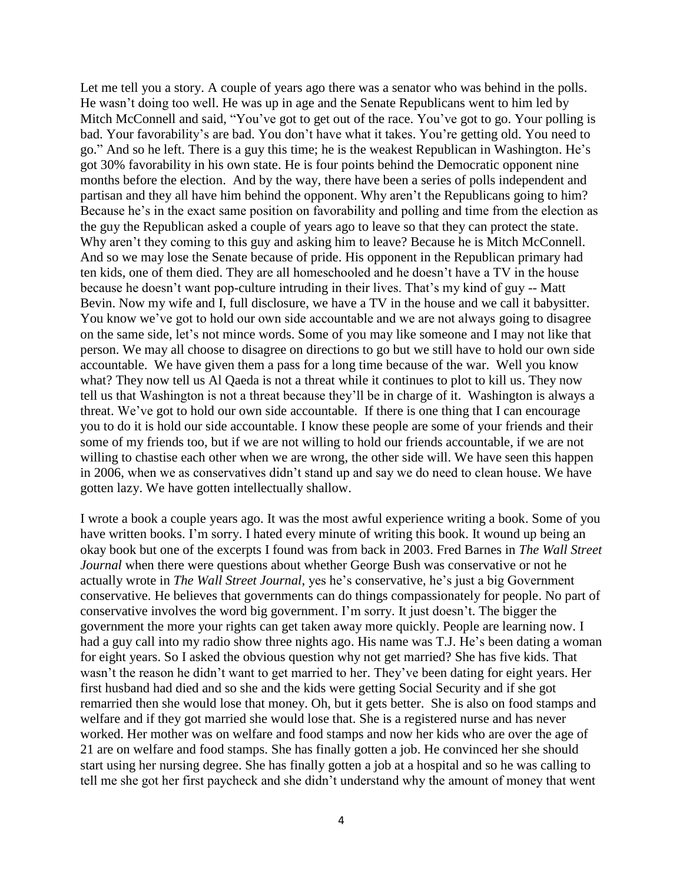Let me tell you a story. A couple of years ago there was a senator who was behind in the polls. He wasn't doing too well. He was up in age and the Senate Republicans went to him led by Mitch McConnell and said, "You've got to get out of the race. You've got to go. Your polling is bad. Your favorability's are bad. You don't have what it takes. You're getting old. You need to go." And so he left. There is a guy this time; he is the weakest Republican in Washington. He's got 30% favorability in his own state. He is four points behind the Democratic opponent nine months before the election. And by the way, there have been a series of polls independent and partisan and they all have him behind the opponent. Why aren't the Republicans going to him? Because he's in the exact same position on favorability and polling and time from the election as the guy the Republican asked a couple of years ago to leave so that they can protect the state. Why aren't they coming to this guy and asking him to leave? Because he is Mitch McConnell. And so we may lose the Senate because of pride. His opponent in the Republican primary had ten kids, one of them died. They are all homeschooled and he doesn't have a TV in the house because he doesn't want pop-culture intruding in their lives. That's my kind of guy -- Matt Bevin. Now my wife and I, full disclosure, we have a TV in the house and we call it babysitter. You know we've got to hold our own side accountable and we are not always going to disagree on the same side, let's not mince words. Some of you may like someone and I may not like that person. We may all choose to disagree on directions to go but we still have to hold our own side accountable. We have given them a pass for a long time because of the war. Well you know what? They now tell us Al Qaeda is not a threat while it continues to plot to kill us. They now tell us that Washington is not a threat because they'll be in charge of it. Washington is always a threat. We've got to hold our own side accountable. If there is one thing that I can encourage you to do it is hold our side accountable. I know these people are some of your friends and their some of my friends too, but if we are not willing to hold our friends accountable, if we are not willing to chastise each other when we are wrong, the other side will. We have seen this happen in 2006, when we as conservatives didn't stand up and say we do need to clean house. We have gotten lazy. We have gotten intellectually shallow.

I wrote a book a couple years ago. It was the most awful experience writing a book. Some of you have written books. I'm sorry. I hated every minute of writing this book. It wound up being an okay book but one of the excerpts I found was from back in 2003. Fred Barnes in *The Wall Street Journal* when there were questions about whether George Bush was conservative or not he actually wrote in *The Wall Street Journal*, yes he's conservative, he's just a big Government conservative. He believes that governments can do things compassionately for people. No part of conservative involves the word big government. I'm sorry. It just doesn't. The bigger the government the more your rights can get taken away more quickly. People are learning now. I had a guy call into my radio show three nights ago. His name was T.J. He's been dating a woman for eight years. So I asked the obvious question why not get married? She has five kids. That wasn't the reason he didn't want to get married to her. They've been dating for eight years. Her first husband had died and so she and the kids were getting Social Security and if she got remarried then she would lose that money. Oh, but it gets better. She is also on food stamps and welfare and if they got married she would lose that. She is a registered nurse and has never worked. Her mother was on welfare and food stamps and now her kids who are over the age of 21 are on welfare and food stamps. She has finally gotten a job. He convinced her she should start using her nursing degree. She has finally gotten a job at a hospital and so he was calling to tell me she got her first paycheck and she didn't understand why the amount of money that went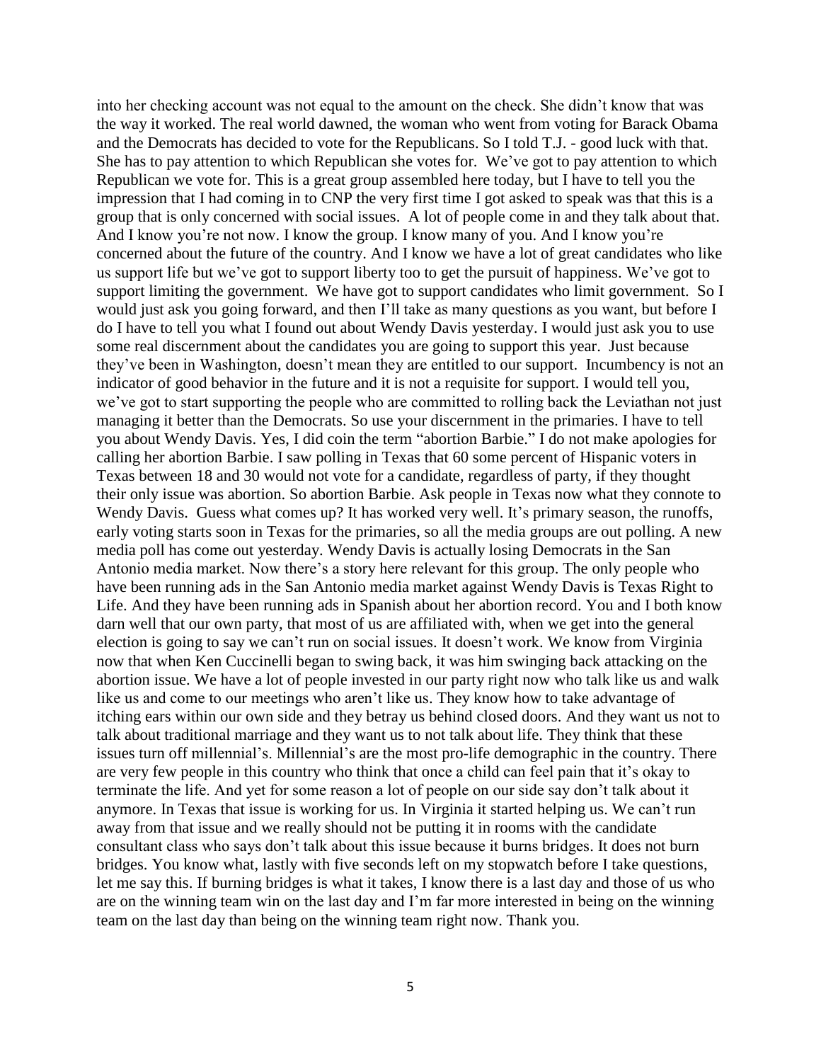into her checking account was not equal to the amount on the check. She didn't know that was the way it worked. The real world dawned, the woman who went from voting for Barack Obama and the Democrats has decided to vote for the Republicans. So I told T.J. - good luck with that. She has to pay attention to which Republican she votes for. We've got to pay attention to which Republican we vote for. This is a great group assembled here today, but I have to tell you the impression that I had coming in to CNP the very first time I got asked to speak was that this is a group that is only concerned with social issues. A lot of people come in and they talk about that. And I know you're not now. I know the group. I know many of you. And I know you're concerned about the future of the country. And I know we have a lot of great candidates who like us support life but we've got to support liberty too to get the pursuit of happiness. We've got to support limiting the government. We have got to support candidates who limit government. So I would just ask you going forward, and then I'll take as many questions as you want, but before I do I have to tell you what I found out about Wendy Davis yesterday. I would just ask you to use some real discernment about the candidates you are going to support this year. Just because they've been in Washington, doesn't mean they are entitled to our support. Incumbency is not an indicator of good behavior in the future and it is not a requisite for support. I would tell you, we've got to start supporting the people who are committed to rolling back the Leviathan not just managing it better than the Democrats. So use your discernment in the primaries. I have to tell you about Wendy Davis. Yes, I did coin the term "abortion Barbie." I do not make apologies for calling her abortion Barbie. I saw polling in Texas that 60 some percent of Hispanic voters in Texas between 18 and 30 would not vote for a candidate, regardless of party, if they thought their only issue was abortion. So abortion Barbie. Ask people in Texas now what they connote to Wendy Davis. Guess what comes up? It has worked very well. It's primary season, the runoffs, early voting starts soon in Texas for the primaries, so all the media groups are out polling. A new media poll has come out yesterday. Wendy Davis is actually losing Democrats in the San Antonio media market. Now there's a story here relevant for this group. The only people who have been running ads in the San Antonio media market against Wendy Davis is Texas Right to Life. And they have been running ads in Spanish about her abortion record. You and I both know darn well that our own party, that most of us are affiliated with, when we get into the general election is going to say we can't run on social issues. It doesn't work. We know from Virginia now that when Ken Cuccinelli began to swing back, it was him swinging back attacking on the abortion issue. We have a lot of people invested in our party right now who talk like us and walk like us and come to our meetings who aren't like us. They know how to take advantage of itching ears within our own side and they betray us behind closed doors. And they want us not to talk about traditional marriage and they want us to not talk about life. They think that these issues turn off millennial's. Millennial's are the most pro-life demographic in the country. There are very few people in this country who think that once a child can feel pain that it's okay to terminate the life. And yet for some reason a lot of people on our side say don't talk about it anymore. In Texas that issue is working for us. In Virginia it started helping us. We can't run away from that issue and we really should not be putting it in rooms with the candidate consultant class who says don't talk about this issue because it burns bridges. It does not burn bridges. You know what, lastly with five seconds left on my stopwatch before I take questions, let me say this. If burning bridges is what it takes, I know there is a last day and those of us who are on the winning team win on the last day and I'm far more interested in being on the winning team on the last day than being on the winning team right now. Thank you.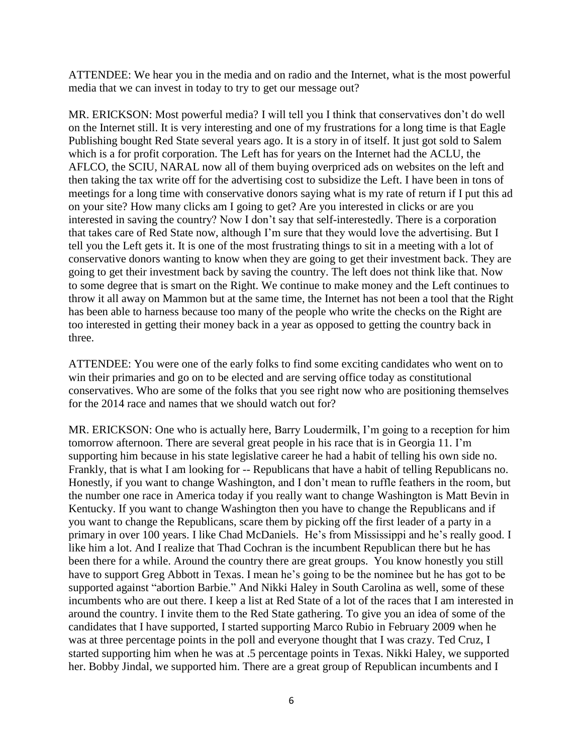ATTENDEE: We hear you in the media and on radio and the Internet, what is the most powerful media that we can invest in today to try to get our message out?

MR. ERICKSON: Most powerful media? I will tell you I think that conservatives don't do well on the Internet still. It is very interesting and one of my frustrations for a long time is that Eagle Publishing bought Red State several years ago. It is a story in of itself. It just got sold to Salem which is a for profit corporation. The Left has for years on the Internet had the ACLU, the AFLCO, the SCIU, NARAL now all of them buying overpriced ads on websites on the left and then taking the tax write off for the advertising cost to subsidize the Left. I have been in tons of meetings for a long time with conservative donors saying what is my rate of return if I put this ad on your site? How many clicks am I going to get? Are you interested in clicks or are you interested in saving the country? Now I don't say that self-interestedly. There is a corporation that takes care of Red State now, although I'm sure that they would love the advertising. But I tell you the Left gets it. It is one of the most frustrating things to sit in a meeting with a lot of conservative donors wanting to know when they are going to get their investment back. They are going to get their investment back by saving the country. The left does not think like that. Now to some degree that is smart on the Right. We continue to make money and the Left continues to throw it all away on Mammon but at the same time, the Internet has not been a tool that the Right has been able to harness because too many of the people who write the checks on the Right are too interested in getting their money back in a year as opposed to getting the country back in three.

ATTENDEE: You were one of the early folks to find some exciting candidates who went on to win their primaries and go on to be elected and are serving office today as constitutional conservatives. Who are some of the folks that you see right now who are positioning themselves for the 2014 race and names that we should watch out for?

MR. ERICKSON: One who is actually here, Barry Loudermilk, I'm going to a reception for him tomorrow afternoon. There are several great people in his race that is in Georgia 11. I'm supporting him because in his state legislative career he had a habit of telling his own side no. Frankly, that is what I am looking for -- Republicans that have a habit of telling Republicans no. Honestly, if you want to change Washington, and I don't mean to ruffle feathers in the room, but the number one race in America today if you really want to change Washington is Matt Bevin in Kentucky. If you want to change Washington then you have to change the Republicans and if you want to change the Republicans, scare them by picking off the first leader of a party in a primary in over 100 years. I like Chad McDaniels. He's from Mississippi and he's really good. I like him a lot. And I realize that Thad Cochran is the incumbent Republican there but he has been there for a while. Around the country there are great groups. You know honestly you still have to support Greg Abbott in Texas. I mean he's going to be the nominee but he has got to be supported against "abortion Barbie." And Nikki Haley in South Carolina as well, some of these incumbents who are out there. I keep a list at Red State of a lot of the races that I am interested in around the country. I invite them to the Red State gathering. To give you an idea of some of the candidates that I have supported, I started supporting Marco Rubio in February 2009 when he was at three percentage points in the poll and everyone thought that I was crazy. Ted Cruz, I started supporting him when he was at .5 percentage points in Texas. Nikki Haley, we supported her. Bobby Jindal, we supported him. There are a great group of Republican incumbents and I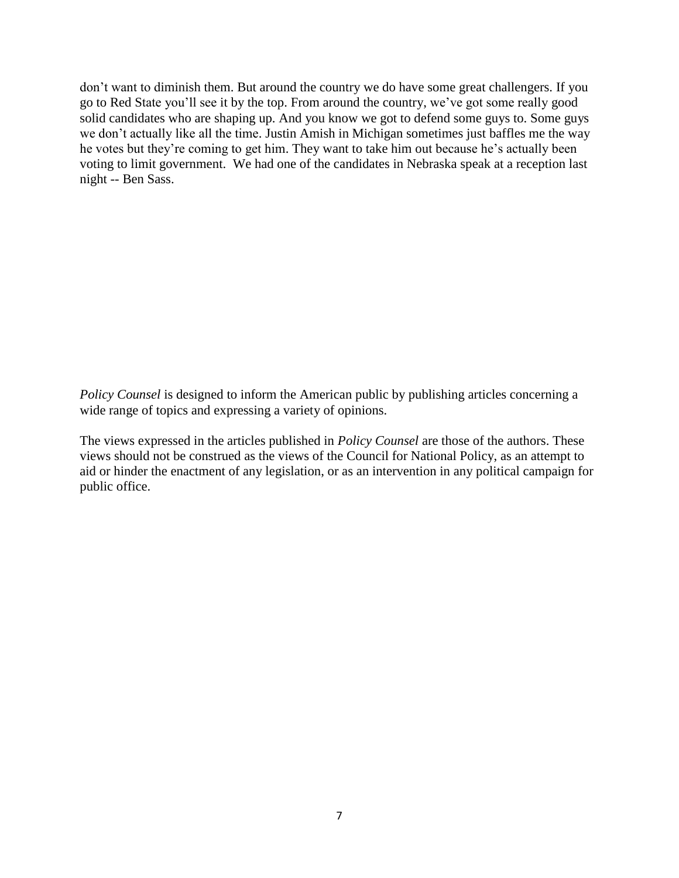don't want to diminish them. But around the country we do have some great challengers. If you go to Red State you'll see it by the top. From around the country, we've got some really good solid candidates who are shaping up. And you know we got to defend some guys to. Some guys we don't actually like all the time. Justin Amish in Michigan sometimes just baffles me the way he votes but they're coming to get him. They want to take him out because he's actually been voting to limit government. We had one of the candidates in Nebraska speak at a reception last night -- Ben Sass.

*Policy Counsel* is designed to inform the American public by publishing articles concerning a wide range of topics and expressing a variety of opinions.

The views expressed in the articles published in *Policy Counsel* are those of the authors. These views should not be construed as the views of the Council for National Policy, as an attempt to aid or hinder the enactment of any legislation, or as an intervention in any political campaign for public office.